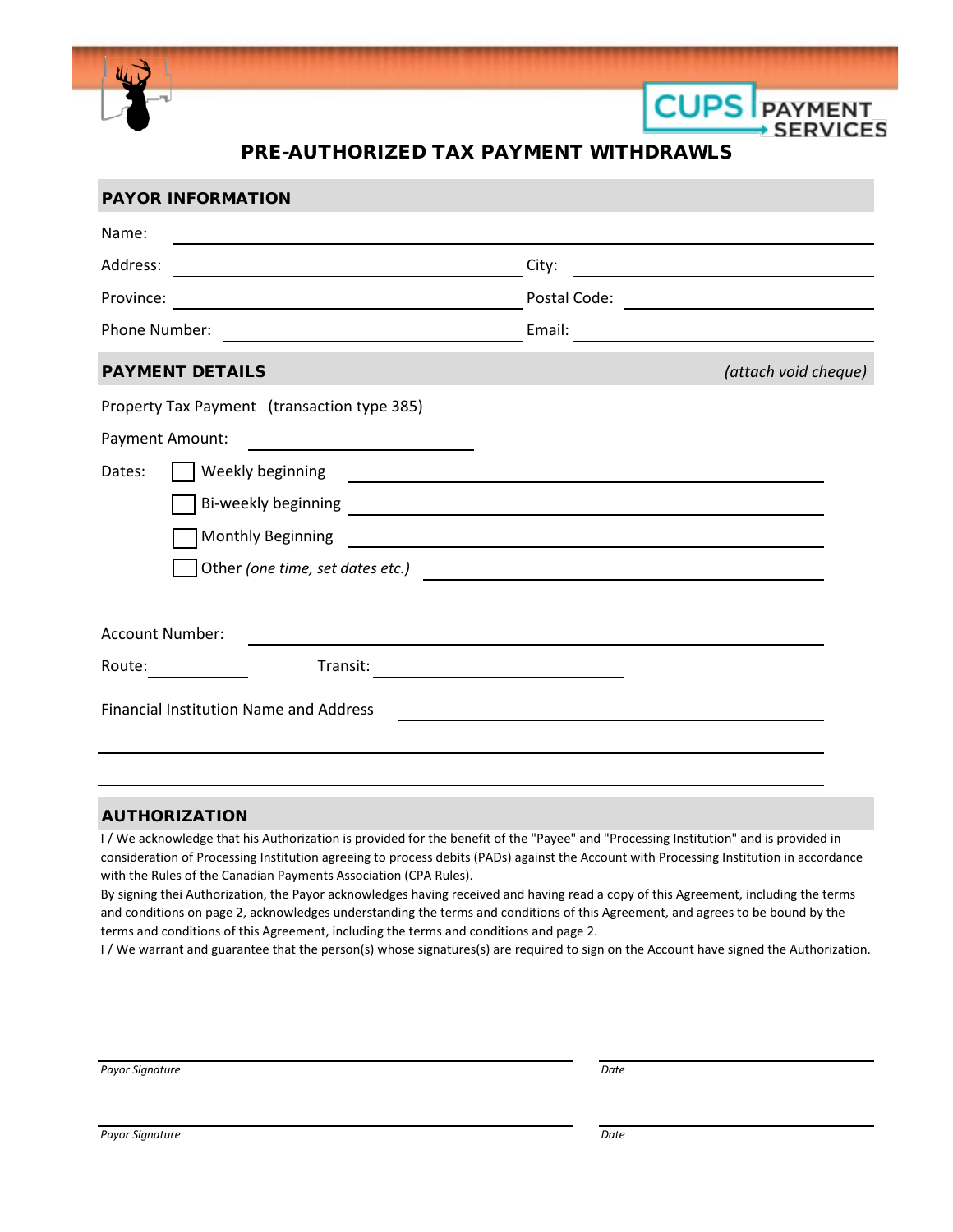CUPS PAYMENT SERVICES

# PRE-AUTHORIZED TAX PAYMENT WITHDRAWLS

## PAYOR INFORMATION

Name: \_\_\_\_\_\_\_\_\_\_\_\_\_\_\_\_\_\_\_\_\_\_\_\_\_\_\_\_\_\_\_\_\_\_\_\_\_\_\_\_\_\_\_\_

Address: \_\_\_\_\_\_\_\_\_\_\_\_\_\_\_\_\_\_\_\_\_\_ City: \_\_\_\_\_\_\_\_\_\_\_\_\_\_\_\_\_\_\_\_

Province: \_\_\_\_\_\_\_\_\_\_\_\_\_\_\_\_\_\_\_\_\_\_ Postal Code: \_\_\_\_\_\_\_\_\_\_\_\_\_\_\_\_\_\_\_\_

Phone Number: \_\_\_\_\_\_\_\_\_\_\_\_\_\_\_\_\_\_\_\_\_\_ Email: \_\_\_\_\_\_\_\_\_\_\_\_\_\_\_\_\_\_\_\_

## PAYMENT DETAILS *(attach void cheque)*

Property Tax Payment (transaction type 385)

Payment Amount: \_\_\_\_\_\_\_\_\_\_\_\_\_\_\_\_\_\_\_\_

Dates:
- ☐ Weekly beginning \_\_\_\_\_\_\_\_\_\_\_\_\_\_\_\_\_\_\_\_
- ☐ Bi-weekly beginning \_\_\_\_\_\_\_\_\_\_\_\_\_\_\_\_\_\_\_\_
- ☐ Monthly Beginning \_\_\_\_\_\_\_\_\_\_\_\_\_\_\_\_\_\_\_\_
- ☐ Other *(one time, set dates etc.)* \_\_\_\_\_\_\_\_\_\_\_\_\_\_\_\_\_\_\_\_

Account Number: \_\_\_\_\_\_\_\_\_\_\_\_\_\_\_\_\_\_\_\_

Route: \_\_\_\_\_\_\_\_\_\_ Transit: \_\_\_\_\_\_\_\_\_\_\_\_\_\_\_\_\_\_\_\_

Financial Institution Name and Address \_\_\_\_\_\_\_\_\_\_\_\_\_\_\_\_\_\_\_\_

\_\_\_\_\_\_\_\_\_\_\_\_\_\_\_\_\_\_\_\_\_\_\_\_\_\_\_\_\_\_\_\_\_\_\_\_\_\_\_\_\_\_\_\_

\_\_\_\_\_\_\_\_\_\_\_\_\_\_\_\_\_\_\_\_\_\_\_\_\_\_\_\_\_\_\_\_\_\_\_\_\_\_\_\_\_\_\_\_

## AUTHORIZATION

I / We acknowledge that his Authorization is provided for the benefit of the "Payee" and "Processing Institution" and is provided in consideration of Processing Institution agreeing to process debits (PADs) against the Account with Processing Institution in accordance with the Rules of the Canadian Payments Association (CPA Rules).
By signing thei Authorization, the Payor acknowledges having received and having read a copy of this Agreement, including the terms and conditions on page 2, acknowledges understanding the terms and conditions of this Agreement, and agrees to be bound by the terms and conditions of this Agreement, including the terms and conditions and page 2.
I / We warrant and guarantee that the person(s) whose signatures(s) are required to sign on the Account have signed the Authorization.

\_\_\_\_\_\_\_\_\_\_\_\_\_\_\_\_\_\_\_\_\_\_\_\_\_\_\_\_\_\_ \_\_\_\_\_\_\_\_\_\_\_\_\_\_\_\_\_\_\_\_
*Payor Signature* *Date*

\_\_\_\_\_\_\_\_\_\_\_\_\_\_\_\_\_\_\_\_\_\_\_\_\_\_\_\_\_\_ \_\_\_\_\_\_\_\_\_\_\_\_\_\_\_\_\_\_\_\_
*Payor Signature* *Date*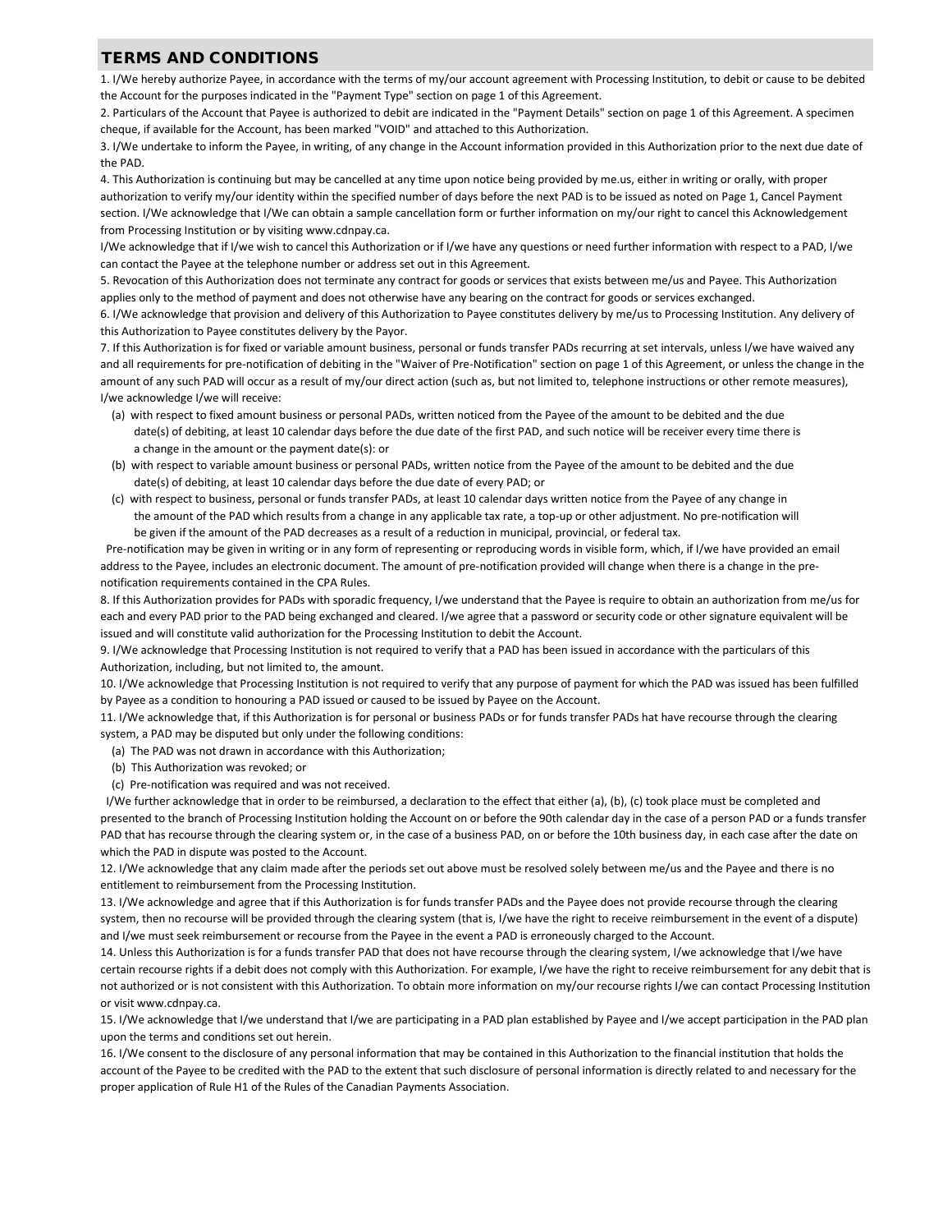## TERMS AND CONDITIONS

1. I/We hereby authorize Payee, in accordance with the terms of my/our account agreement with Processing Institution, to debit or cause to be debited the Account for the purposes indicated in the "Payment Type" section on page 1 of this Agreement.

2. Particulars of the Account that Payee is authorized to debit are indicated in the "Payment Details" section on page 1 of this Agreement. A specimen cheque, if available for the Account, has been marked "VOID" and attached to this Authorization.

3. I/We undertake to inform the Payee, in writing, of any change in the Account information provided in this Authorization prior to the next due date of the PAD.

4. This Authorization is continuing but may be cancelled at any time upon notice being provided by me.us, either in writing or orally, with proper authorization to verify my/our identity within the specified number of days before the next PAD is to be issued as noted on Page 1, Cancel Payment section. I/We acknowledge that I/We can obtain a sample cancellation form or further information on my/our right to cancel this Acknowledgement from Processing Institution or by visiting www.cdnpay.ca.

I/We acknowledge that if I/we wish to cancel this Authorization or if I/we have any questions or need further information with respect to a PAD, I/we can contact the Payee at the telephone number or address set out in this Agreement.

5. Revocation of this Authorization does not terminate any contract for goods or services that exists between me/us and Payee. This Authorization applies only to the method of payment and does not otherwise have any bearing on the contract for goods or services exchanged.

6. I/We acknowledge that provision and delivery of this Authorization to Payee constitutes delivery by me/us to Processing Institution. Any delivery of this Authorization to Payee constitutes delivery by the Payor.

7. If this Authorization is for fixed or variable amount business, personal or funds transfer PADs recurring at set intervals, unless I/we have waived any and all requirements for pre-notification of debiting in the "Waiver of Pre-Notification" section on page 1 of this Agreement, or unless the change in the amount of any such PAD will occur as a result of my/our direct action (such as, but not limited to, telephone instructions or other remote measures), I/we acknowledge I/we will receive:

(a) with respect to fixed amount business or personal PADs, written noticed from the Payee of the amount to be debited and the due date(s) of debiting, at least 10 calendar days before the due date of the first PAD, and such notice will be receiver every time there is a change in the amount or the payment date(s): or

(b) with respect to variable amount business or personal PADs, written notice from the Payee of the amount to be debited and the due date(s) of debiting, at least 10 calendar days before the due date of every PAD; or

(c) with respect to business, personal or funds transfer PADs, at least 10 calendar days written notice from the Payee of any change in the amount of the PAD which results from a change in any applicable tax rate, a top-up or other adjustment. No pre-notification will be given if the amount of the PAD decreases as a result of a reduction in municipal, provincial, or federal tax.

Pre-notification may be given in writing or in any form of representing or reproducing words in visible form, which, if I/we have provided an email address to the Payee, includes an electronic document. The amount of pre-notification provided will change when there is a change in the pre-notification requirements contained in the CPA Rules.

8. If this Authorization provides for PADs with sporadic frequency, I/we understand that the Payee is require to obtain an authorization from me/us for each and every PAD prior to the PAD being exchanged and cleared. I/we agree that a password or security code or other signature equivalent will be issued and will constitute valid authorization for the Processing Institution to debit the Account.

9. I/We acknowledge that Processing Institution is not required to verify that a PAD has been issued in accordance with the particulars of this Authorization, including, but not limited to, the amount.

10. I/We acknowledge that Processing Institution is not required to verify that any purpose of payment for which the PAD was issued has been fulfilled by Payee as a condition to honouring a PAD issued or caused to be issued by Payee on the Account.

11. I/We acknowledge that, if this Authorization is for personal or business PADs or for funds transfer PADs hat have recourse through the clearing system, a PAD may be disputed but only under the following conditions:

(a) The PAD was not drawn in accordance with this Authorization;

(b) This Authorization was revoked; or

(c) Pre-notification was required and was not received.

I/We further acknowledge that in order to be reimbursed, a declaration to the effect that either (a), (b), (c) took place must be completed and presented to the branch of Processing Institution holding the Account on or before the 90th calendar day in the case of a person PAD or a funds transfer PAD that has recourse through the clearing system or, in the case of a business PAD, on or before the 10th business day, in each case after the date on which the PAD in dispute was posted to the Account.

12. I/We acknowledge that any claim made after the periods set out above must be resolved solely between me/us and the Payee and there is no entitlement to reimbursement from the Processing Institution.

13. I/We acknowledge and agree that if this Authorization is for funds transfer PADs and the Payee does not provide recourse through the clearing system, then no recourse will be provided through the clearing system (that is, I/we have the right to receive reimbursement in the event of a dispute) and I/we must seek reimbursement or recourse from the Payee in the event a PAD is erroneously charged to the Account.

14. Unless this Authorization is for a funds transfer PAD that does not have recourse through the clearing system, I/we acknowledge that I/we have certain recourse rights if a debit does not comply with this Authorization. For example, I/we have the right to receive reimbursement for any debit that is not authorized or is not consistent with this Authorization. To obtain more information on my/our recourse rights I/we can contact Processing Institution or visit www.cdnpay.ca.

15. I/We acknowledge that I/we understand that I/we are participating in a PAD plan established by Payee and I/we accept participation in the PAD plan upon the terms and conditions set out herein.

16. I/We consent to the disclosure of any personal information that may be contained in this Authorization to the financial institution that holds the account of the Payee to be credited with the PAD to the extent that such disclosure of personal information is directly related to and necessary for the proper application of Rule H1 of the Rules of the Canadian Payments Association.